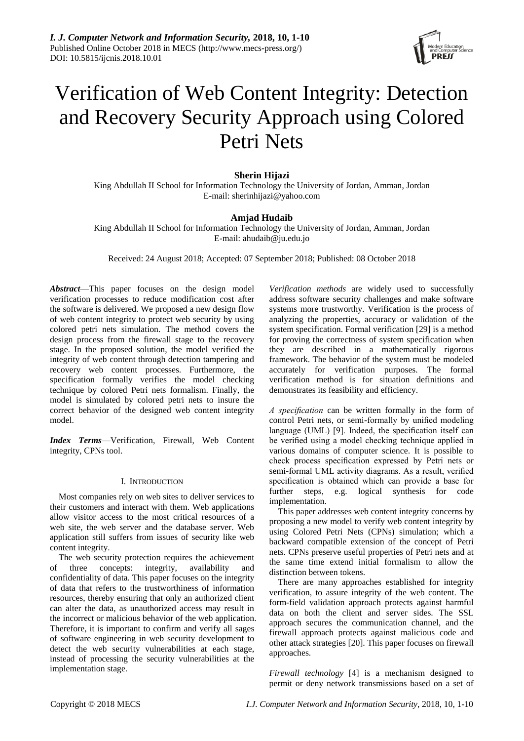# Verification of Web Content Integrity: Detection and Recovery Security Approach using Colored Petri Nets

**Sherin Hijazi**

King Abdullah II School for Information Technology the University of Jordan, Amman, Jordan
E-mail: sherinhijazi@yahoo.com

**Amjad Hudaib**

King Abdullah II School for Information Technology the University of Jordan, Amman, Jordan
E-mail: ahudaib@ju.edu.jo

Received: 24 August 2018; Accepted: 07 September 2018; Published: 08 October 2018

***Abstract***—This paper focuses on the design model verification processes to reduce modification cost after the software is delivered. We proposed a new design flow of web content integrity to protect web security by using colored petri nets simulation. The method covers the design process from the firewall stage to the recovery stage. In the proposed solution, the model verified the integrity of web content through detection tampering and recovery web content processes. Furthermore, the specification formally verifies the model checking technique by colored Petri nets formalism. Finally, the model is simulated by colored petri nets to insure the correct behavior of the designed web content integrity model.

***Index Terms***—Verification, Firewall, Web Content integrity, CPNs tool.

## I. INTRODUCTION

Most companies rely on web sites to deliver services to their customers and interact with them. Web applications allow visitor access to the most critical resources of a web site, the web server and the database server. Web application still suffers from issues of security like web content integrity.

The web security protection requires the achievement of three concepts: integrity, availability and confidentiality of data. This paper focuses on the integrity of data that refers to the trustworthiness of information resources, thereby ensuring that only an authorized client can alter the data, as unauthorized access may result in the incorrect or malicious behavior of the web application. Therefore, it is important to confirm and verify all sages of software engineering in web security development to detect the web security vulnerabilities at each stage, instead of processing the security vulnerabilities at the implementation stage.

*Verification methods* are widely used to successfully address software security challenges and make software systems more trustworthy. Verification is the process of analyzing the properties, accuracy or validation of the system specification. Formal verification [29] is a method for proving the correctness of system specification when they are described in a mathematically rigorous framework. The behavior of the system must be modeled accurately for verification purposes. The formal verification method is for situation definitions and demonstrates its feasibility and efficiency.

*A specification* can be written formally in the form of control Petri nets, or semi-formally by unified modeling language (UML) [9]. Indeed, the specification itself can be verified using a model checking technique applied in various domains of computer science. It is possible to check process specification expressed by Petri nets or semi-formal UML activity diagrams. As a result, verified specification is obtained which can provide a base for further steps, e.g. logical synthesis for code implementation.

This paper addresses web content integrity concerns by proposing a new model to verify web content integrity by using Colored Petri Nets (CPNs) simulation; which a backward compatible extension of the concept of Petri nets. CPNs preserve useful properties of Petri nets and at the same time extend initial formalism to allow the distinction between tokens.

There are many approaches established for integrity verification, to assure integrity of the web content. The form-field validation approach protects against harmful data on both the client and server sides. The SSL approach secures the communication channel, and the firewall approach protects against malicious code and other attack strategies [20]. This paper focuses on firewall approaches.

*Firewall technology* [4] is a mechanism designed to permit or deny network transmissions based on a set of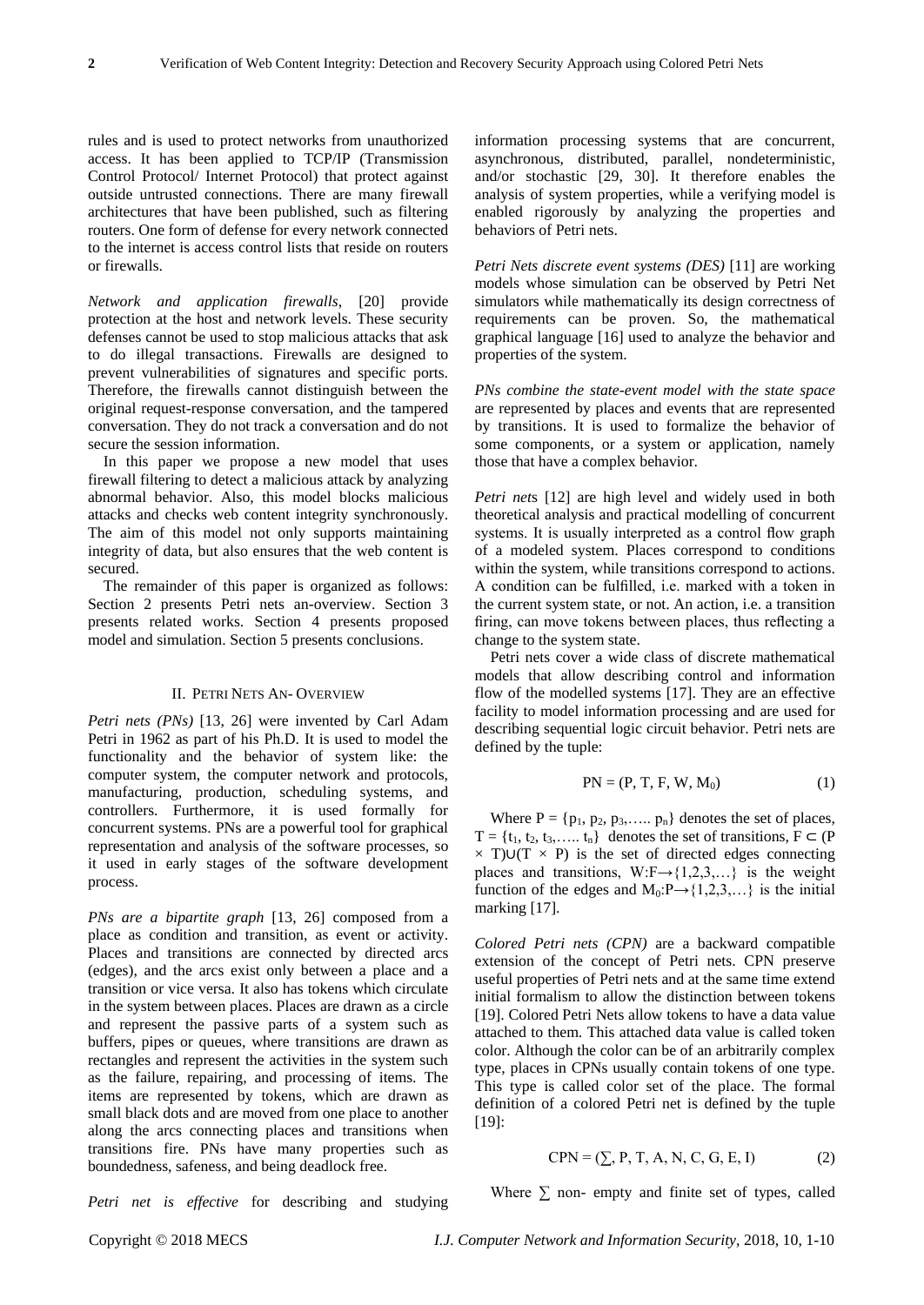rules and is used to protect networks from unauthorized access. It has been applied to TCP/IP (Transmission Control Protocol/ Internet Protocol) that protect against outside untrusted connections. There are many firewall architectures that have been published, such as filtering routers. One form of defense for every network connected to the internet is access control lists that reside on routers or firewalls.

*Network and application firewalls*, [20] provide protection at the host and network levels. These security defenses cannot be used to stop malicious attacks that ask to do illegal transactions. Firewalls are designed to prevent vulnerabilities of signatures and specific ports. Therefore, the firewalls cannot distinguish between the original request-response conversation, and the tampered conversation. They do not track a conversation and do not secure the session information.

In this paper we propose a new model that uses firewall filtering to detect a malicious attack by analyzing abnormal behavior. Also, this model blocks malicious attacks and checks web content integrity synchronously. The aim of this model not only supports maintaining integrity of data, but also ensures that the web content is secured.

The remainder of this paper is organized as follows: Section 2 presents Petri nets an-overview. Section 3 presents related works. Section 4 presents proposed model and simulation. Section 5 presents conclusions.

## II. Petri Nets An- Overview

*Petri nets (PNs)* [13, 26] were invented by Carl Adam Petri in 1962 as part of his Ph.D. It is used to model the functionality and the behavior of system like: the computer system, the computer network and protocols, manufacturing, production, scheduling systems, and controllers. Furthermore, it is used formally for concurrent systems. PNs are a powerful tool for graphical representation and analysis of the software processes, so it used in early stages of the software development process.

*PNs are a bipartite graph* [13, 26] composed from a place as condition and transition, as event or activity. Places and transitions are connected by directed arcs (edges), and the arcs exist only between a place and a transition or vice versa. It also has tokens which circulate in the system between places. Places are drawn as a circle and represent the passive parts of a system such as buffers, pipes or queues, where transitions are drawn as rectangles and represent the activities in the system such as the failure, repairing, and processing of items. The items are represented by tokens, which are drawn as small black dots and are moved from one place to another along the arcs connecting places and transitions when transitions fire. PNs have many properties such as boundedness, safeness, and being deadlock free.

*Petri net is effective* for describing and studying information processing systems that are concurrent, asynchronous, distributed, parallel, nondeterministic, and/or stochastic [29, 30]. It therefore enables the analysis of system properties, while a verifying model is enabled rigorously by analyzing the properties and behaviors of Petri nets.

*Petri Nets discrete event systems (DES)* [11] are working models whose simulation can be observed by Petri Net simulators while mathematically its design correctness of requirements can be proven. So, the mathematical graphical language [16] used to analyze the behavior and properties of the system.

*PNs combine the state-event model with the state space* are represented by places and events that are represented by transitions. It is used to formalize the behavior of some components, or a system or application, namely those that have a complex behavior.

*Petri nets* [12] are high level and widely used in both theoretical analysis and practical modelling of concurrent systems. It is usually interpreted as a control flow graph of a modeled system. Places correspond to conditions within the system, while transitions correspond to actions. A condition can be fulfilled, i.e. marked with a token in the current system state, or not. An action, i.e. a transition firing, can move tokens between places, thus reflecting a change to the system state.

Petri nets cover a wide class of discrete mathematical models that allow describing control and information flow of the modelled systems [17]. They are an effective facility to model information processing and are used for describing sequential logic circuit behavior. Petri nets are defined by the tuple:

$$PN = (P, T, F, W, M_0) \qquad (1)$$

Where $P = \{p_1, p_2, p_3, \ldots.. p_n\}$ denotes the set of places, $T = \{t_1, t_2, t_3, \ldots.. t_n\}$ denotes the set of transitions, $F \subset (P \times T) \cup (T \times P)$ is the set of directed edges connecting places and transitions, $W: F \rightarrow \{1,2,3,\ldots\}$ is the weight function of the edges and $M_0: P \rightarrow \{1,2,3,\ldots\}$ is the initial marking [17].

*Colored Petri nets (CPN)* are a backward compatible extension of the concept of Petri nets. CPN preserve useful properties of Petri nets and at the same time extend initial formalism to allow the distinction between tokens [19]. Colored Petri Nets allow tokens to have a data value attached to them. This attached data value is called token color. Although the color can be of an arbitrarily complex type, places in CPNs usually contain tokens of one type. This type is called color set of the place. The formal definition of a colored Petri net is defined by the tuple [19]:

$$CPN = (\sum, P, T, A, N, C, G, E, I) \qquad (2)$$

Where $\sum$ non- empty and finite set of types, called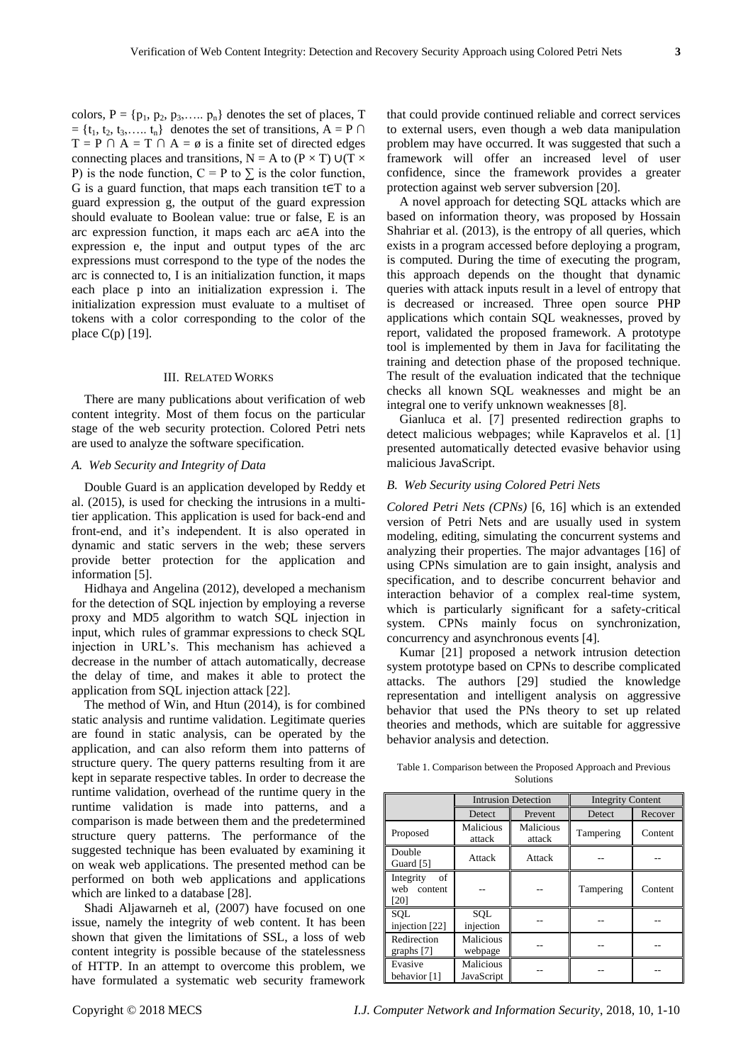colors, $P = \{p_1, p_2, p_3, \ldots, p_n\}$ denotes the set of places, $T = \{t_1, t_2, t_3, \ldots, t_n\}$ denotes the set of transitions, $A = P \cap T = P \cap A = T \cap A = \emptyset$ is a finite set of directed edges connecting places and transitions, $N = A$ to $(P \times T) \cup (T \times P)$ is the node function, $C = P$ to $\sum$ is the color function, G is a guard function, that maps each transition $t \in T$ to a guard expression g, the output of the guard expression should evaluate to Boolean value: true or false, E is an arc expression function, it maps each arc $a \in A$ into the expression e, the input and output types of the arc expressions must correspond to the type of the nodes the arc is connected to, I is an initialization function, it maps each place p into an initialization expression i. The initialization expression must evaluate to a multiset of tokens with a color corresponding to the color of the place C(p) [19].

## III. Related Works

There are many publications about verification of web content integrity. Most of them focus on the particular stage of the web security protection. Colored Petri nets are used to analyze the software specification.

### *A. Web Security and Integrity of Data*

Double Guard is an application developed by Reddy et al. (2015), is used for checking the intrusions in a multi-tier application. This application is used for back-end and front-end, and it's independent. It is also operated in dynamic and static servers in the web; these servers provide better protection for the application and information [5].

Hidhaya and Angelina (2012), developed a mechanism for the detection of SQL injection by employing a reverse proxy and MD5 algorithm to watch SQL injection in input, which rules of grammar expressions to check SQL injection in URL's. This mechanism has achieved a decrease in the number of attach automatically, decrease the delay of time, and makes it able to protect the application from SQL injection attack [22].

The method of Win, and Htun (2014), is for combined static analysis and runtime validation. Legitimate queries are found in static analysis, can be operated by the application, and can also reform them into patterns of structure query. The query patterns resulting from it are kept in separate respective tables. In order to decrease the runtime validation, overhead of the runtime query in the runtime validation is made into patterns, and a comparison is made between them and the predetermined structure query patterns. The performance of the suggested technique has been evaluated by examining it on weak web applications. The presented method can be performed on both web applications and applications which are linked to a database [28].

Shadi Aljawarneh et al, (2007) have focused on one issue, namely the integrity of web content. It has been shown that given the limitations of SSL, a loss of web content integrity is possible because of the statelessness of HTTP. In an attempt to overcome this problem, we have formulated a systematic web security framework that could provide continued reliable and correct services to external users, even though a web data manipulation problem may have occurred. It was suggested that such a framework will offer an increased level of user confidence, since the framework provides a greater protection against web server subversion [20].

A novel approach for detecting SQL attacks which are based on information theory, was proposed by Hossain Shahriar et al. (2013), is the entropy of all queries, which exists in a program accessed before deploying a program, is computed. During the time of executing the program, this approach depends on the thought that dynamic queries with attack inputs result in a level of entropy that is decreased or increased. Three open source PHP applications which contain SQL weaknesses, proved by report, validated the proposed framework. A prototype tool is implemented by them in Java for facilitating the training and detection phase of the proposed technique. The result of the evaluation indicated that the technique checks all known SQL weaknesses and might be an integral one to verify unknown weaknesses [8].

Gianluca et al. [7] presented redirection graphs to detect malicious webpages; while Kapravelos et al. [1] presented automatically detected evasive behavior using malicious JavaScript.

### *B. Web Security using Colored Petri Nets*

*Colored Petri Nets (CPNs)* [6, 16] which is an extended version of Petri Nets and are usually used in system modeling, editing, simulating the concurrent systems and analyzing their properties. The major advantages [16] of using CPNs simulation are to gain insight, analysis and specification, and to describe concurrent behavior and interaction behavior of a complex real-time system, which is particularly significant for a safety-critical system. CPNs mainly focus on synchronization, concurrency and asynchronous events [4].

Kumar [21] proposed a network intrusion detection system prototype based on CPNs to describe complicated attacks. The authors [29] studied the knowledge representation and intelligent analysis on aggressive behavior that used the PNs theory to set up related theories and methods, which are suitable for aggressive behavior analysis and detection.

Table 1. Comparison between the Proposed Approach and Previous Solutions

| | Intrusion Detection | | Integrity Content | |
|---|---|---|---|---|
| | Detect | Prevent | Detect | Recover |
| Proposed | Malicious attack | Malicious attack | Tampering | Content |
| Double Guard [5] | Attack | Attack | -- | -- |
| Integrity of web content [20] | -- | -- | Tampering | Content |
| SQL injection [22] | SQL injection | -- | -- | -- |
| Redirection graphs [7] | Malicious webpage | -- | -- | -- |
| Evasive behavior [1] | Malicious JavaScript | -- | -- | -- |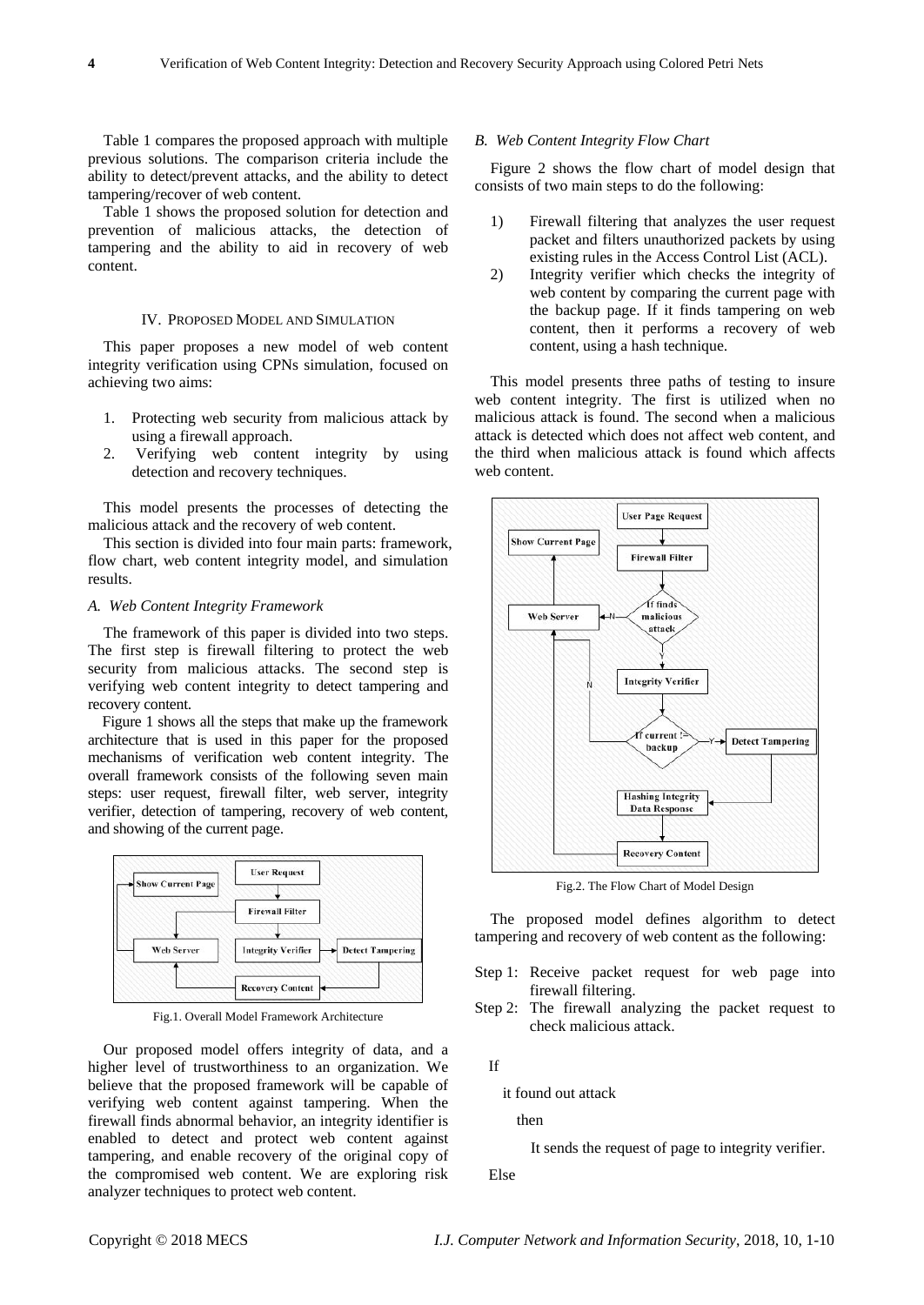Table 1 compares the proposed approach with multiple previous solutions. The comparison criteria include the ability to detect/prevent attacks, and the ability to detect tampering/recover of web content.

Table 1 shows the proposed solution for detection and prevention of malicious attacks, the detection of tampering and the ability to aid in recovery of web content.

## IV. Proposed Model and Simulation

This paper proposes a new model of web content integrity verification using CPNs simulation, focused on achieving two aims:

1. Protecting web security from malicious attack by using a firewall approach.
2. Verifying web content integrity by using detection and recovery techniques.

This model presents the processes of detecting the malicious attack and the recovery of web content.

This section is divided into four main parts: framework, flow chart, web content integrity model, and simulation results.

### *A. Web Content Integrity Framework*

The framework of this paper is divided into two steps. The first step is firewall filtering to protect the web security from malicious attacks. The second step is verifying web content integrity to detect tampering and recovery content.

Figure 1 shows all the steps that make up the framework architecture that is used in this paper for the proposed mechanisms of verification web content integrity. The overall framework consists of the following seven main steps: user request, firewall filter, web server, integrity verifier, detection of tampering, recovery of web content, and showing of the current page.

Fig.1. Overall Model Framework Architecture

Our proposed model offers integrity of data, and a higher level of trustworthiness to an organization. We believe that the proposed framework will be capable of verifying web content against tampering. When the firewall finds abnormal behavior, an integrity identifier is enabled to detect and protect web content against tampering, and enable recovery of the original copy of the compromised web content. We are exploring risk analyzer techniques to protect web content.

### *B. Web Content Integrity Flow Chart*

Figure 2 shows the flow chart of model design that consists of two main steps to do the following:

1) Firewall filtering that analyzes the user request packet and filters unauthorized packets by using existing rules in the Access Control List (ACL).
2) Integrity verifier which checks the integrity of web content by comparing the current page with the backup page. If it finds tampering on web content, then it performs a recovery of web content, using a hash technique.

This model presents three paths of testing to insure web content integrity. The first is utilized when no malicious attack is found. The second when a malicious attack is detected which does not affect web content, and the third when malicious attack is found which affects web content.

Fig.2. The Flow Chart of Model Design

The proposed model defines algorithm to detect tampering and recovery of web content as the following:

Step 1: Receive packet request for web page into firewall filtering.

Step 2: The firewall analyzing the packet request to check malicious attack.

```
If
  it found out attack
    then
      It sends the request of page to integrity verifier.
Else
```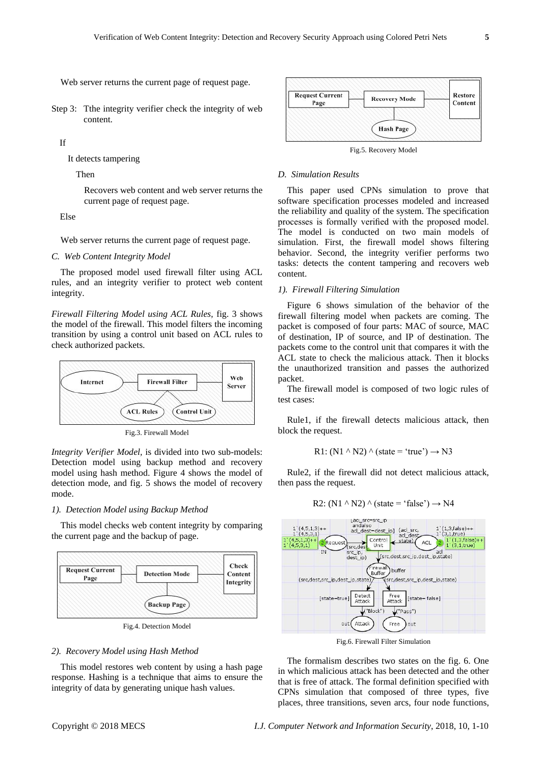Web server returns the current page of request page.

Step 3: Tthe integrity verifier check the integrity of web content.

If

It detects tampering

Then

Recovers web content and web server returns the current page of request page.

Else

Web server returns the current page of request page.

### *C. Web Content Integrity Model*

The proposed model used firewall filter using ACL rules, and an integrity verifier to protect web content integrity.

*Firewall Filtering Model using ACL Rules,* fig. 3 shows the model of the firewall. This model filters the incoming transition by using a control unit based on ACL rules to check authorized packets.

Fig.3. Firewall Model

*Integrity Verifier Model,* is divided into two sub-models: Detection model using backup method and recovery model using hash method. Figure 4 shows the model of detection mode, and fig. 5 shows the model of recovery mode.

#### *1). Detection Model using Backup Method*

This model checks web content integrity by comparing the current page and the backup of page.

Fig.4. Detection Model

#### *2). Recovery Model using Hash Method*

This model restores web content by using a hash page response. Hashing is a technique that aims to ensure the integrity of data by generating unique hash values.

Fig.5. Recovery Model

### *D. Simulation Results*

This paper used CPNs simulation to prove that software specification processes modeled and increased the reliability and quality of the system. The specification processes is formally verified with the proposed model. The model is conducted on two main models of simulation. First, the firewall model shows filtering behavior. Second, the integrity verifier performs two tasks: detects the content tampering and recovers web content.

#### *1). Firewall Filtering Simulation*

Figure 6 shows simulation of the behavior of the firewall filtering model when packets are coming. The packet is composed of four parts: MAC of source, MAC of destination, IP of source, and IP of destination. The packets come to the control unit that compares it with the ACL state to check the malicious attack. Then it blocks the unauthorized transition and passes the authorized packet.

The firewall model is composed of two logic rules of test cases:

Rule1, if the firewall detects malicious attack, then block the request.

$$R1: (N1 \wedge N2) \wedge (state = \text{'true'}) \rightarrow N3$$

Rule2, if the firewall did not detect malicious attack, then pass the request.

$$R2: (N1 \wedge N2) \wedge (state = \text{'false'}) \rightarrow N4$$

Fig.6. Firewall Filter Simulation

The formalism describes two states on the fig. 6. One in which malicious attack has been detected and the other that is free of attack. The formal definition specified with CPNs simulation that composed of three types, five places, three transitions, seven arcs, four node functions,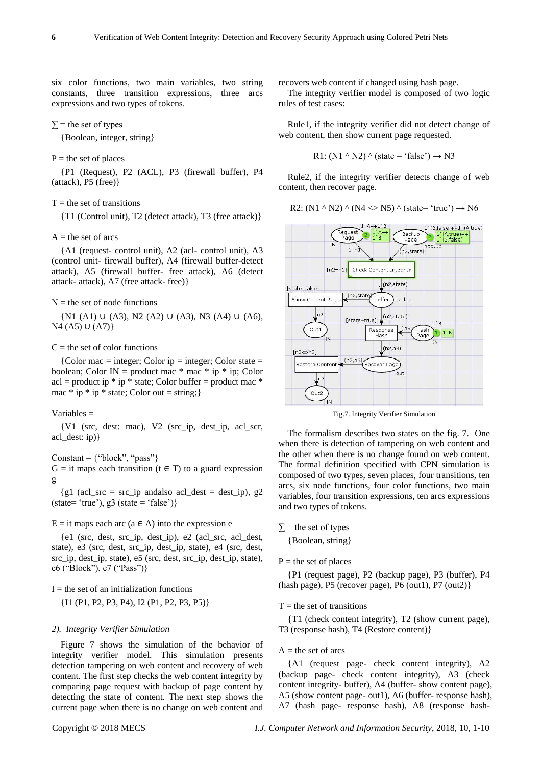six color functions, two main variables, two string constants, three transition expressions, three arcs expressions and two types of tokens.

$\sum$ = the set of types

{Boolean, integer, string}

P = the set of places

{P1 (Request), P2 (ACL), P3 (firewall buffer), P4 (attack), P5 (free)}

T = the set of transitions

{T1 (Control unit), T2 (detect attack), T3 (free attack)}

A = the set of arcs

{A1 (request- control unit), A2 (acl- control unit), A3 (control unit- firewall buffer), A4 (firewall buffer-detect attack), A5 (firewall buffer- free attack), A6 (detect attack- attack), A7 (free attack- free)}

N = the set of node functions

{N1 (A1) ∪ (A3), N2 (A2) ∪ (A3), N3 (A4) ∪ (A6), N4 (A5) ∪ (A7)}

C = the set of color functions

{Color mac = integer; Color ip = integer; Color state = boolean; Color IN = product mac * mac * ip * ip; Color acl = product ip * ip * state; Color buffer = product mac * mac * ip * ip * state; Color out = string;}

Variables =

{V1 (src, dest: mac), V2 (src_ip, dest_ip, acl_scr, acl_dest: ip)}

Constant = {“block”, “pass”}

G = it maps each transition (t ∈ T) to a guard expression g

{g1 (acl_src = src_ip andalso acl_dest = dest_ip), g2 (state= ‘true’), g3 (state = ‘false’)}

E = it maps each arc (a ∈ A) into the expression e

{e1 (src, dest, src_ip, dest_ip), e2 (acl_src, acl_dest, state), e3 (src, dest, src_ip, dest_ip, state), e4 (src, dest, src_ip, dest_ip, state), e5 (src, dest, src_ip, dest_ip, state), e6 (“Block”), e7 (“Pass”)}

I = the set of an initialization functions

{I1 (P1, P2, P3, P4), I2 (P1, P2, P3, P5)}

### *2). Integrity Verifier Simulation*

Figure 7 shows the simulation of the behavior of integrity verifier model. This simulation presents detection tampering on web content and recovery of web content. The first step checks the web content integrity by comparing page request with backup of page content by detecting the state of content. The next step shows the current page when there is no change on web content and recovers web content if changed using hash page.

The integrity verifier model is composed of two logic rules of test cases:

Rule1, if the integrity verifier did not detect change of web content, then show current page requested.

$$R1: (N1 \wedge N2) \wedge (state = \text{'false'}) \rightarrow N3$$

Rule2, if the integrity verifier detects change of web content, then recover page.

$$R2: (N1 \wedge N2) \wedge (N4 <> N5) \wedge (state = \text{'true'}) \rightarrow N6$$

Fig.7. Integrity Verifier Simulation

The formalism describes two states on the fig. 7. One when there is detection of tampering on web content and the other when there is no change found on web content. The formal definition specified with CPN simulation is composed of two types, seven places, four transitions, ten arcs, six node functions, four color functions, two main variables, four transition expressions, ten arcs expressions and two types of tokens.

$\sum$ = the set of types

{Boolean, string}

P = the set of places

{P1 (request page), P2 (backup page), P3 (buffer), P4 (hash page), P5 (recover page), P6 (out1), P7 (out2)}

T = the set of transitions

{T1 (check content integrity), T2 (show current page), T3 (response hash), T4 (Restore content)}

A = the set of arcs

{A1 (request page- check content integrity), A2 (backup page- check content integrity), A3 (check content integrity- buffer), A4 (buffer- show content page), A5 (show content page- out1), A6 (buffer- response hash), A7 (hash page- response hash), A8 (response hash-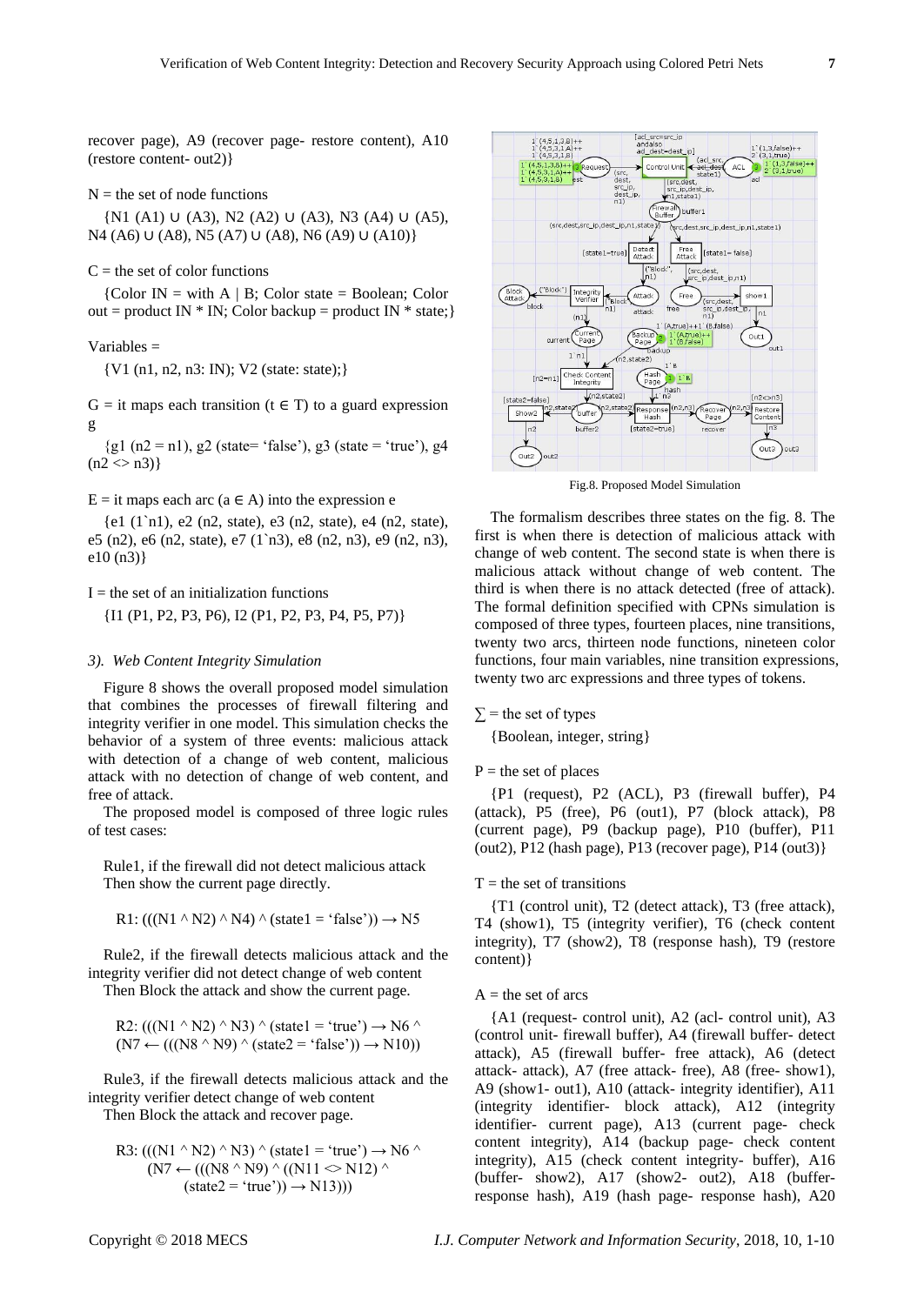recover page), A9 (recover page- restore content), A10 (restore content- out2)}

N = the set of node functions

{N1 (A1) ∪ (A3), N2 (A2) ∪ (A3), N3 (A4) ∪ (A5), N4 (A6) ∪ (A8), N5 (A7) ∪ (A8), N6 (A9) ∪ (A10)}

C = the set of color functions

{Color IN = with A | B; Color state = Boolean; Color out = product IN * IN; Color backup = product IN * state;}

Variables =

{V1 (n1, n2, n3: IN); V2 (state: state);}

G = it maps each transition ($t \in T$) to a guard expression g

{g1 (n2 = n1), g2 (state= 'false'), g3 (state = 'true'), g4 (n2 <> n3)}

E = it maps each arc ($a \in A$) into the expression e

{e1 (1`n1), e2 (n2, state), e3 (n2, state), e4 (n2, state), e5 (n2), e6 (n2, state), e7 (1`n3), e8 (n2, n3), e9 (n2, n3), e10 (n3)}

I = the set of an initialization functions

{I1 (P1, P2, P3, P6), I2 (P1, P2, P3, P4, P5, P7)}

### *3). Web Content Integrity Simulation*

Figure 8 shows the overall proposed model simulation that combines the processes of firewall filtering and integrity verifier in one model. This simulation checks the behavior of a system of three events: malicious attack with detection of a change of web content, malicious attack with no detection of change of web content, and free of attack.

The proposed model is composed of three logic rules of test cases:

Rule1, if the firewall did not detect malicious attack
Then show the current page directly.

$$R1: (((N1 \wedge N2) \wedge N4) \wedge (state1 = \text{'false'})) \rightarrow N5$$

Rule2, if the firewall detects malicious attack and the integrity verifier did not detect change of web content
Then Block the attack and show the current page.

$$R2: (((N1 \wedge N2) \wedge N3) \wedge (state1 = \text{'true'}) \rightarrow N6 \wedge (N7 \leftarrow (((N8 \wedge N9) \wedge (state2 = \text{'false'})) \rightarrow N10))$$

Rule3, if the firewall detects malicious attack and the integrity verifier detect change of web content
Then Block the attack and recover page.

$$R3: (((N1 \wedge N2) \wedge N3) \wedge (state1 = \text{'true'}) \rightarrow N6 \wedge (N7 \leftarrow (((N8 \wedge N9) \wedge ((N11 <> N12) \wedge (state2 = \text{'true'})) \rightarrow N13)))$$

Fig.8. Proposed Model Simulation

The formalism describes three states on the fig. 8. The first is when there is detection of malicious attack with change of web content. The second state is when there is malicious attack without change of web content. The third is when there is no attack detected (free of attack). The formal definition specified with CPNs simulation is composed of three types, fourteen places, nine transitions, twenty two arcs, thirteen node functions, nineteen color functions, four main variables, nine transition expressions, twenty two arc expressions and three types of tokens.

∑ = the set of types

{Boolean, integer, string}

P = the set of places

{P1 (request), P2 (ACL), P3 (firewall buffer), P4 (attack), P5 (free), P6 (out1), P7 (block attack), P8 (current page), P9 (backup page), P10 (buffer), P11 (out2), P12 (hash page), P13 (recover page), P14 (out3)}

T = the set of transitions

{T1 (control unit), T2 (detect attack), T3 (free attack), T4 (show1), T5 (integrity verifier), T6 (check content integrity), T7 (show2), T8 (response hash), T9 (restore content)}

A = the set of arcs

{A1 (request- control unit), A2 (acl- control unit), A3 (control unit- firewall buffer), A4 (firewall buffer- detect attack), A5 (firewall buffer- free attack), A6 (detect attack- attack), A7 (free attack- free), A8 (free- show1), A9 (show1- out1), A10 (attack- integrity identifier), A11 (integrity identifier- block attack), A12 (integrity identifier- current page), A13 (current page- check content integrity), A14 (backup page- check content integrity), A15 (check content integrity- buffer), A16 (buffer- show2), A17 (show2- out2), A18 (buffer- response hash), A19 (hash page- response hash), A20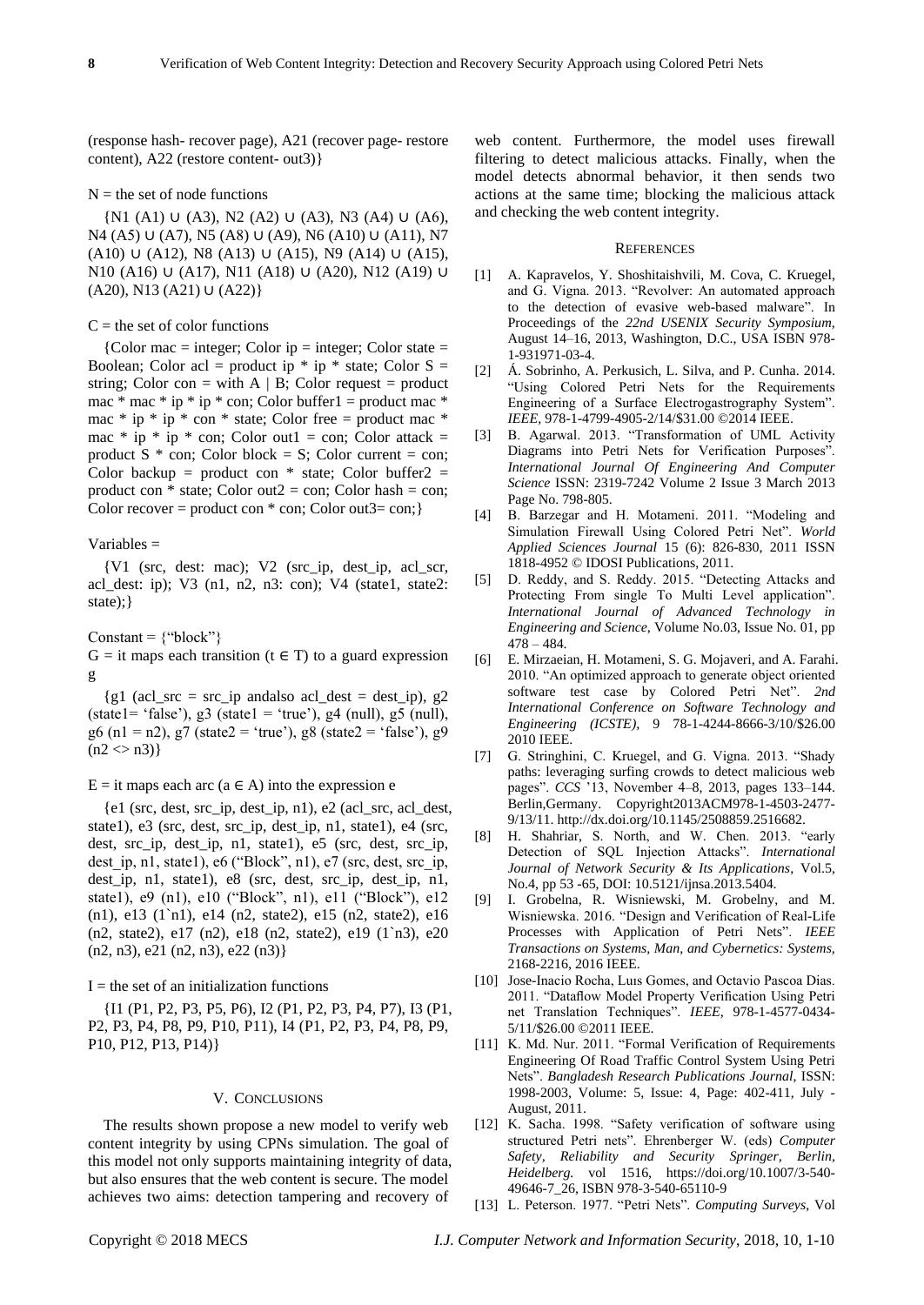(response hash- recover page), A21 (recover page- restore content), A22 (restore content- out3)}

N = the set of node functions

{N1 (A1) ∪ (A3), N2 (A2) ∪ (A3), N3 (A4) ∪ (A6), N4 (A5) ∪ (A7), N5 (A8) ∪ (A9), N6 (A10) ∪ (A11), N7 (A10) ∪ (A12), N8 (A13) ∪ (A15), N9 (A14) ∪ (A15), N10 (A16) ∪ (A17), N11 (A18) ∪ (A20), N12 (A19) ∪ (A20), N13 (A21) ∪ (A22)}

C = the set of color functions

{Color mac = integer; Color ip = integer; Color state = Boolean; Color acl = product ip * ip * state; Color S = string; Color con = with A | B; Color request = product mac * mac * ip * ip * con; Color buffer1 = product mac * mac * ip * ip * con * state; Color free = product mac * mac * ip * ip * con; Color out1 = con; Color attack = product S * con; Color block = S; Color current = con; Color backup = product con * state; Color buffer2 = product con * state; Color out2 = con; Color hash = con; Color recover = product con * con; Color out3= con;}

Variables =

{V1 (src, dest: mac); V2 (src_ip, dest_ip, acl_scr, acl_dest: ip); V3 (n1, n2, n3: con); V4 (state1, state2: state);}

Constant = {"block"}

G = it maps each transition (t ∈ T) to a guard expression g

{g1 (acl_src = src_ip andalso acl_dest = dest_ip), g2 (state1= 'false'), g3 (state1 = 'true'), g4 (null), g5 (null), g6 (n1 = n2), g7 (state2 = 'true'), g8 (state2 = 'false'), g9 (n2 <> n3)}

E = it maps each arc (a ∈ A) into the expression e

{e1 (src, dest, src_ip, dest_ip, n1), e2 (acl_src, acl_dest, state1), e3 (src, dest, src_ip, dest_ip, n1, state1), e4 (src, dest, src_ip, dest_ip, n1, state1), e5 (src, dest, src_ip, dest_ip, n1, state1), e6 ("Block", n1), e7 (src, dest, src_ip, dest_ip, n1, state1), e8 (src, dest, src_ip, dest_ip, n1, state1), e9 (n1), e10 ("Block", n1), e11 ("Block"), e12 (n1), e13 (1`n1), e14 (n2, state2), e15 (n2, state2), e16 (n2, state2), e17 (n2), e18 (n2, state2), e19 (1`n3), e20 (n2, n3), e21 (n2, n3), e22 (n3)}

I = the set of an initialization functions

{I1 (P1, P2, P3, P5, P6), I2 (P1, P2, P3, P4, P7), I3 (P1, P2, P3, P4, P8, P9, P10, P11), I4 (P1, P2, P3, P4, P8, P9, P10, P12, P13, P14)}

## V. Conclusions

The results shown propose a new model to verify web content integrity by using CPNs simulation. The goal of this model not only supports maintaining integrity of data, but also ensures that the web content is secure. The model achieves two aims: detection tampering and recovery of web content. Furthermore, the model uses firewall filtering to detect malicious attacks. Finally, when the model detects abnormal behavior, it then sends two actions at the same time; blocking the malicious attack and checking the web content integrity.

## References

[1] A. Kapravelos, Y. Shoshitaishvili, M. Cova, C. Kruegel, and G. Vigna. 2013. "Revolver: An automated approach to the detection of evasive web-based malware". In Proceedings of the *22nd USENIX Security Symposium*, August 14–16, 2013, Washington, D.C., USA ISBN 978-1-931971-03-4.

[2] Á. Sobrinho, A. Perkusich, L. Silva, and P. Cunha. 2014. "Using Colored Petri Nets for the Requirements Engineering of a Surface Electrogastrography System". *IEEE*, 978-1-4799-4905-2/14/$31.00 ©2014 IEEE.

[3] B. Agarwal. 2013. "Transformation of UML Activity Diagrams into Petri Nets for Verification Purposes". *International Journal Of Engineering And Computer Science* ISSN: 2319-7242 Volume 2 Issue 3 March 2013 Page No. 798-805.

[4] B. Barzegar and H. Motameni. 2011. "Modeling and Simulation Firewall Using Colored Petri Net". *World Applied Sciences Journal* 15 (6): 826-830, 2011 ISSN 1818-4952 © IDOSI Publications, 2011.

[5] D. Reddy, and S. Reddy. 2015. "Detecting Attacks and Protecting From single To Multi Level application". *International Journal of Advanced Technology in Engineering and Science*, Volume No.03, Issue No. 01, pp 478 – 484.

[6] E. Mirzaeian, H. Motameni, S. G. Mojaveri, and A. Farahi. 2010. "An optimized approach to generate object oriented software test case by Colored Petri Net". *2nd International Conference on Software Technology and Engineering (ICSTE)*, 9 78-1-4244-8666-3/10/$26.00 2010 IEEE.

[7] G. Stringhini, C. Kruegel, and G. Vigna. 2013. "Shady paths: leveraging surfing crowds to detect malicious web pages". *CCS* '13, November 4–8, 2013, pages 133–144. Berlin,Germany. Copyright2013ACM978-1-4503-2477-9/13/11. http://dx.doi.org/10.1145/2508859.2516682.

[8] H. Shahriar, S. North, and W. Chen. 2013. "early Detection of SQL Injection Attacks". *International Journal of Network Security & Its Applications*, Vol.5, No.4, pp 53 -65, DOI: 10.5121/ijnsa.2013.5404.

[9] I. Grobelna, R. Wisniewski, M. Grobelny, and M. Wisniewska. 2016. "Design and Verification of Real-Life Processes with Application of Petri Nets". *IEEE Transactions on Systems, Man, and Cybernetics: Systems*, 2168-2216, 2016 IEEE.

[10] Jose-Inacio Rocha, Luis Gomes, and Octavio Pascoa Dias. 2011. "Dataflow Model Property Verification Using Petri net Translation Techniques". *IEEE*, 978-1-4577-0434-5/11/$26.00 ©2011 IEEE.

[11] K. Md. Nur. 2011. "Formal Verification of Requirements Engineering Of Road Traffic Control System Using Petri Nets". *Bangladesh Research Publications Journal*, ISSN: 1998-2003, Volume: 5, Issue: 4, Page: 402-411, July - August, 2011.

[12] K. Sacha. 1998. "Safety verification of software using structured Petri nets". Ehrenberger W. (eds) *Computer Safety, Reliability and Security Springer, Berlin, Heidelberg.* vol 1516, https://doi.org/10.1007/3-540-49646-7_26, ISBN 978-3-540-65110-9

[13] L. Peterson. 1977. "Petri Nets". *Computing Surveys*, Vol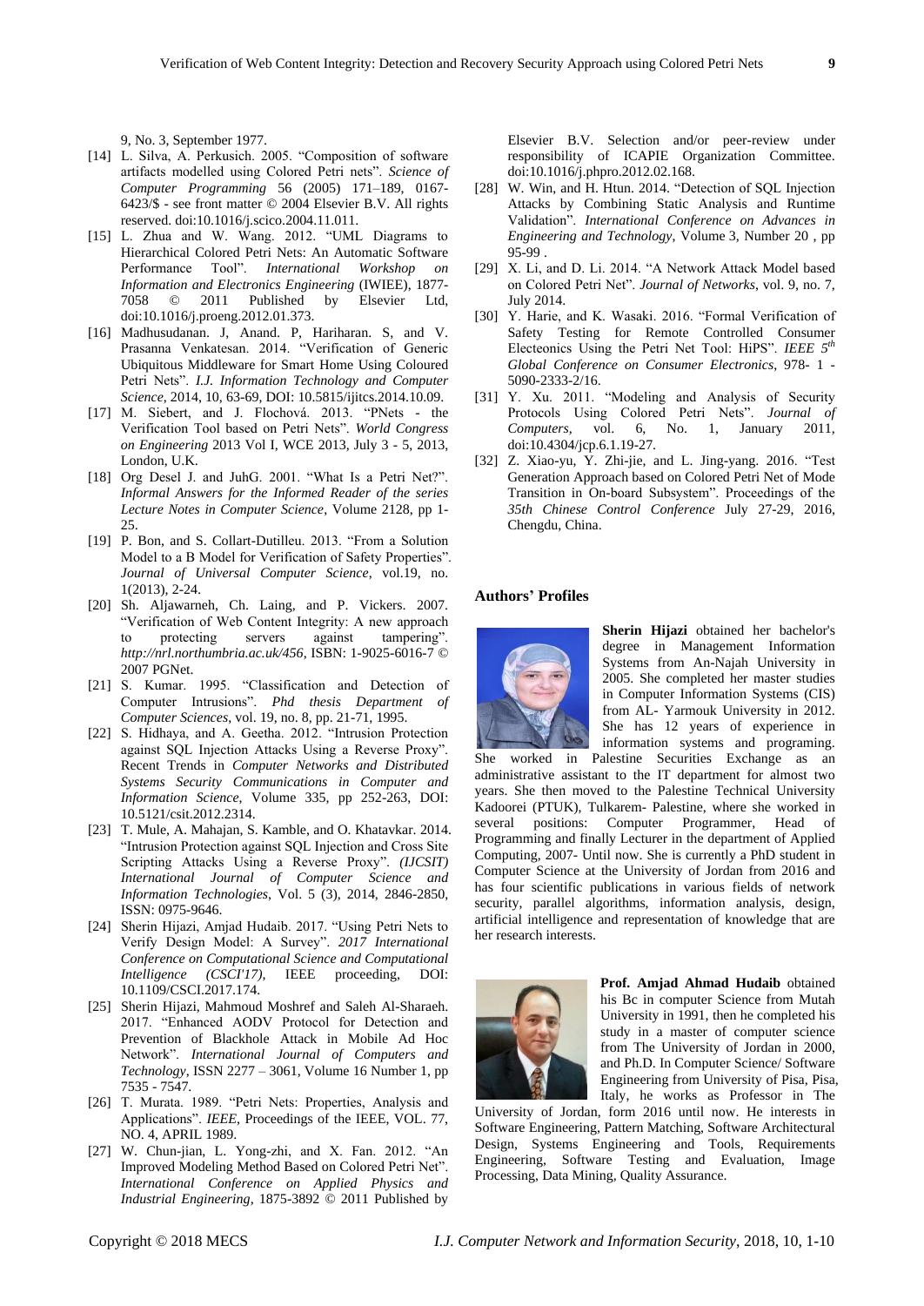9, No. 3, September 1977.

[14] L. Silva, A. Perkusich. 2005. "Composition of software artifacts modelled using Colored Petri nets". *Science of Computer Programming* 56 (2005) 171–189, 0167-6423/$ - see front matter © 2004 Elsevier B.V. All rights reserved. doi:10.1016/j.scico.2004.11.011.

[15] L. Zhua and W. Wang. 2012. "UML Diagrams to Hierarchical Colored Petri Nets: An Automatic Software Performance Tool". *International Workshop on Information and Electronics Engineering* (IWIEE), 1877-7058 © 2011 Published by Elsevier Ltd, doi:10.1016/j.proeng.2012.01.373.

[16] Madhusudanan. J, Anand. P, Hariharan. S, and V. Prasanna Venkatesan. 2014. "Verification of Generic Ubiquitous Middleware for Smart Home Using Coloured Petri Nets". *I.J. Information Technology and Computer Science*, 2014, 10, 63-69, DOI: 10.5815/ijitcs.2014.10.09.

[17] M. Siebert, and J. Flochová. 2013. "PNets - the Verification Tool based on Petri Nets". *World Congress on Engineering* 2013 Vol I, WCE 2013, July 3 - 5, 2013, London, U.K.

[18] Org Desel J. and JuhG. 2001. "What Is a Petri Net?". *Informal Answers for the Informed Reader of the series Lecture Notes in Computer Science*, Volume 2128, pp 1-25.

[19] P. Bon, and S. Collart-Dutilleu. 2013. "From a Solution Model to a B Model for Verification of Safety Properties". *Journal of Universal Computer Science*, vol.19, no. 1(2013), 2-24.

[20] Sh. Aljawarneh, Ch. Laing, and P. Vickers. 2007. "Verification of Web Content Integrity: A new approach to protecting servers against tampering". *http://nrl.northumbria.ac.uk/456*, ISBN: 1-9025-6016-7 © 2007 PGNet.

[21] S. Kumar. 1995. "Classification and Detection of Computer Intrusions". *Phd thesis Department of Computer Sciences*, vol. 19, no. 8, pp. 21-71, 1995.

[22] S. Hidhaya, and A. Geetha. 2012. "Intrusion Protection against SQL Injection Attacks Using a Reverse Proxy". Recent Trends in *Computer Networks and Distributed Systems Security Communications in Computer and Information Science*, Volume 335, pp 252-263, DOI: 10.5121/csit.2012.2314.

[23] T. Mule, A. Mahajan, S. Kamble, and O. Khatavkar. 2014. "Intrusion Protection against SQL Injection and Cross Site Scripting Attacks Using a Reverse Proxy". *(IJCSIT) International Journal of Computer Science and Information Technologies*, Vol. 5 (3), 2014, 2846-2850, ISSN: 0975-9646.

[24] Sherin Hijazi, Amjad Hudaib. 2017. "Using Petri Nets to Verify Design Model: A Survey". *2017 International Conference on Computational Science and Computational Intelligence (CSCI'17)*, IEEE proceeding, DOI: 10.1109/CSCI.2017.174.

[25] Sherin Hijazi, Mahmoud Moshref and Saleh Al-Sharaeh. 2017. "Enhanced AODV Protocol for Detection and Prevention of Blackhole Attack in Mobile Ad Hoc Network". *International Journal of Computers and Technology*, ISSN 2277 – 3061, Volume 16 Number 1, pp 7535 - 7547.

[26] T. Murata. 1989. "Petri Nets: Properties, Analysis and Applications". *IEEE*, Proceedings of the IEEE, VOL. 77, NO. 4, APRIL 1989.

[27] W. Chun-jian, L. Yong-zhi, and X. Fan. 2012. "An Improved Modeling Method Based on Colored Petri Net". *International Conference on Applied Physics and Industrial Engineering*, 1875-3892 © 2011 Published by Elsevier B.V. Selection and/or peer-review under responsibility of ICAPIE Organization Committee. doi:10.1016/j.phpro.2012.02.168.

[28] W. Win, and H. Htun. 2014. "Detection of SQL Injection Attacks by Combining Static Analysis and Runtime Validation". *International Conference on Advances in Engineering and Technology*, Volume 3, Number 20 , pp 95-99 .

[29] X. Li, and D. Li. 2014. "A Network Attack Model based on Colored Petri Net". *Journal of Networks*, vol. 9, no. 7, July 2014.

[30] Y. Harie, and K. Wasaki. 2016. "Formal Verification of Safety Testing for Remote Controlled Consumer Electeonics Using the Petri Net Tool: HiPS". *IEEE 5th Global Conference on Consumer Electronics*, 978- 1 - 5090-2333-2/16.

[31] Y. Xu. 2011. "Modeling and Analysis of Security Protocols Using Colored Petri Nets". *Journal of Computers*, vol. 6, No. 1, January 2011, doi:10.4304/jcp.6.1.19-27.

[32] Z. Xiao-yu, Y. Zhi-jie, and L. Jing-yang. 2016. "Test Generation Approach based on Colored Petri Net of Mode Transition in On-board Subsystem". Proceedings of the *35th Chinese Control Conference* July 27-29, 2016, Chengdu, China.

## Authors' Profiles

**Sherin Hijazi** obtained her bachelor's degree in Management Information Systems from An-Najah University in 2005. She completed her master studies in Computer Information Systems (CIS) from AL- Yarmouk University in 2012. She has 12 years of experience in information systems and programing. She worked in Palestine Securities Exchange as an administrative assistant to the IT department for almost two years. She then moved to the Palestine Technical University Kadoorei (PTUK), Tulkarem- Palestine, where she worked in several positions: Computer Programmer, Head of Programming and finally Lecturer in the department of Applied Computing, 2007- Until now. She is currently a PhD student in Computer Science at the University of Jordan from 2016 and has four scientific publications in various fields of network security, parallel algorithms, information analysis, design, artificial intelligence and representation of knowledge that are her research interests.

**Prof. Amjad Ahmad Hudaib** obtained his Bc in computer Science from Mutah University in 1991, then he completed his study in a master of computer science from The University of Jordan in 2000, and Ph.D. In Computer Science/ Software Engineering from University of Pisa, Pisa, Italy, he works as Professor in The University of Jordan, form 2016 until now. He interests in Software Engineering, Pattern Matching, Software Architectural Design, Systems Engineering and Tools, Requirements Engineering, Software Testing and Evaluation, Image Processing, Data Mining, Quality Assurance.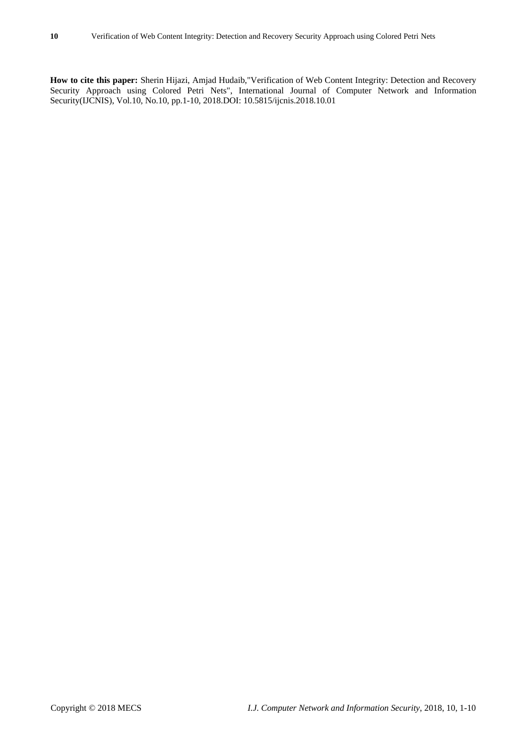**How to cite this paper:** Sherin Hijazi, Amjad Hudaib,"Verification of Web Content Integrity: Detection and Recovery Security Approach using Colored Petri Nets", International Journal of Computer Network and Information Security(IJCNIS), Vol.10, No.10, pp.1-10, 2018.DOI: 10.5815/ijcnis.2018.10.01